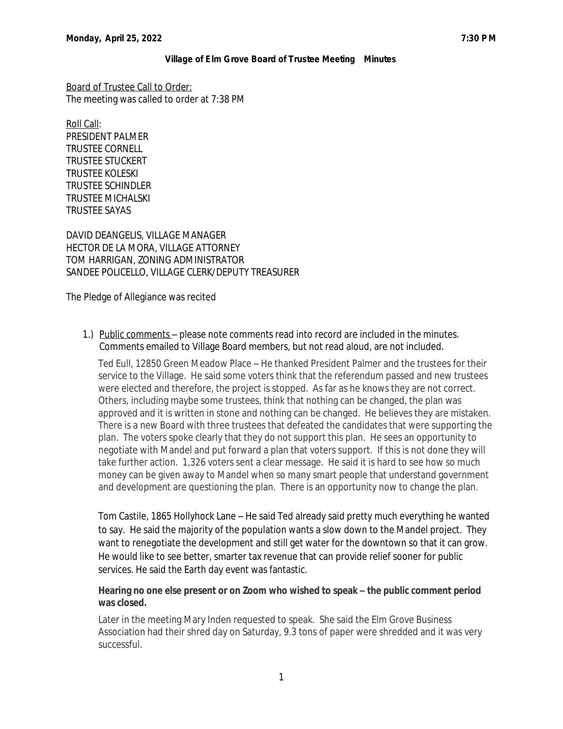**Monday, April 25, 2022** **7:30 PM**

**Village of Elm Grove Board of Trustee Meeting Minutes**

Board of Trustee Call to Order:
The meeting was called to order at 7:38 PM

Roll Call:
PRESIDENT PALMER
TRUSTEE CORNELL
TRUSTEE STUCKERT
TRUSTEE KOLESKI
TRUSTEE SCHINDLER
TRUSTEE MICHALSKI
TRUSTEE SAYAS

DAVID DEANGELIS, VILLAGE MANAGER
HECTOR DE LA MORA, VILLAGE ATTORNEY
TOM HARRIGAN, ZONING ADMINISTRATOR
SANDEE POLICELLO, VILLAGE CLERK/DEPUTY TREASURER

The Pledge of Allegiance was recited

1.) Public comments – please note comments read into record are included in the minutes. Comments emailed to Village Board members, but not read aloud, are not included.

Ted Eull, 12850 Green Meadow Place – He thanked President Palmer and the trustees for their service to the Village. He said some voters think that the referendum passed and new trustees were elected and therefore, the project is stopped. As far as he knows they are not correct. Others, including maybe some trustees, think that nothing can be changed, the plan was approved and it is written in stone and nothing can be changed. He believes they are mistaken. There is a new Board with three trustees that defeated the candidates that were supporting the plan. The voters spoke clearly that they do not support this plan. He sees an opportunity to negotiate with Mandel and put forward a plan that voters support. If this is not done they will take further action. 1,326 voters sent a clear message. He said it is hard to see how so much money can be given away to Mandel when so many smart people that understand government and development are questioning the plan. There is an opportunity now to change the plan.

Tom Castile, 1865 Hollyhock Lane – He said Ted already said pretty much everything he wanted to say. He said the majority of the population wants a slow down to the Mandel project. They want to renegotiate the development and still get water for the downtown so that it can grow. He would like to see better, smarter tax revenue that can provide relief sooner for public services. He said the Earth day event was fantastic.

**Hearing no one else present or on Zoom who wished to speak – the public comment period was closed.**

Later in the meeting Mary Inden requested to speak. She said the Elm Grove Business Association had their shred day on Saturday, 9.3 tons of paper were shredded and it was very successful.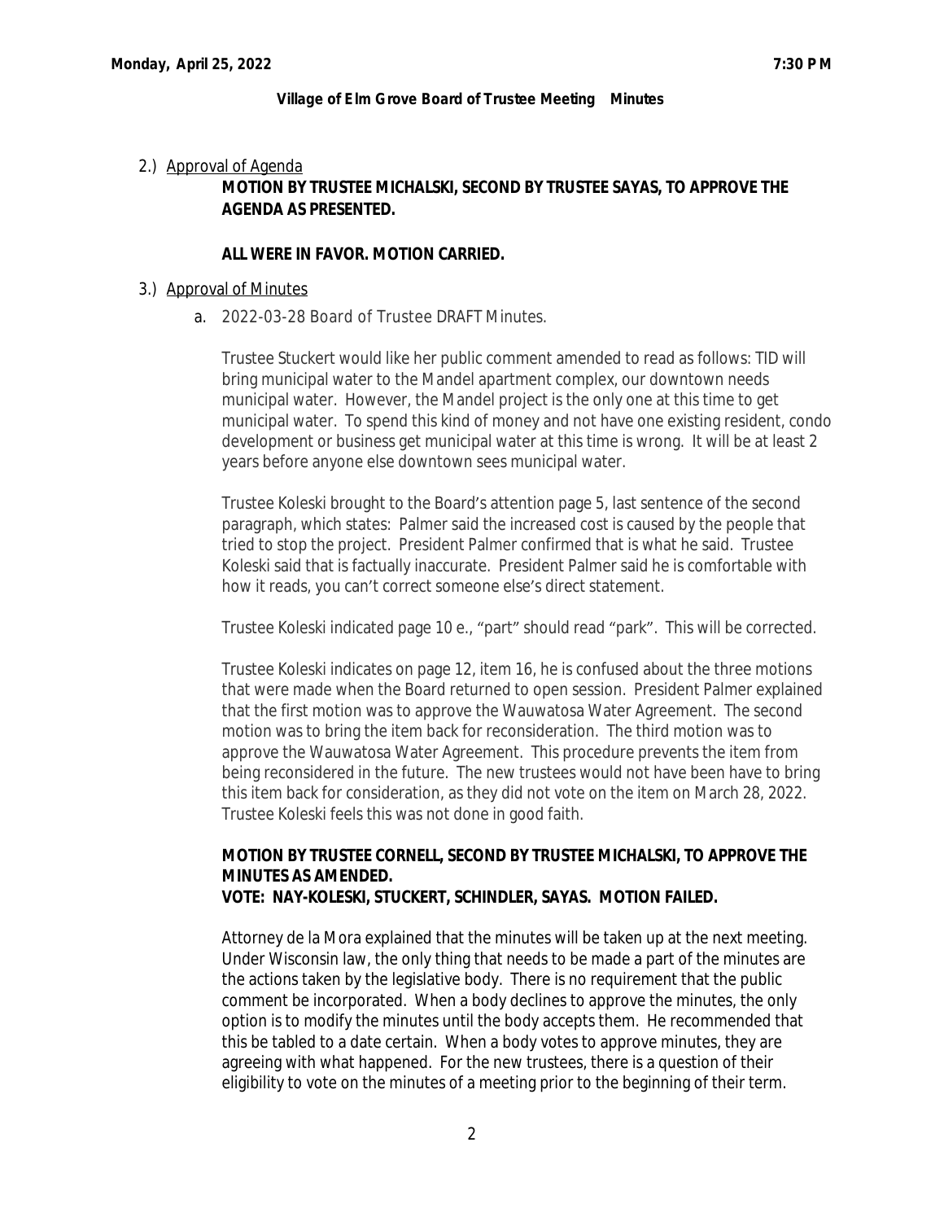**Village of Elm Grove Board of Trustee Meeting Minutes**

2.) Approval of Agenda

**MOTION BY TRUSTEE MICHALSKI, SECOND BY TRUSTEE SAYAS, TO APPROVE THE AGENDA AS PRESENTED.**

**ALL WERE IN FAVOR. MOTION CARRIED.**

3.) Approval of Minutes

a. 2022-03-28 Board of Trustee DRAFT Minutes.

Trustee Stuckert would like her public comment amended to read as follows: TID will bring municipal water to the Mandel apartment complex, our downtown needs municipal water. However, the Mandel project is the only one at this time to get municipal water. To spend this kind of money and not have one existing resident, condo development or business get municipal water at this time is wrong. It will be at least 2 years before anyone else downtown sees municipal water.

Trustee Koleski brought to the Board's attention page 5, last sentence of the second paragraph, which states: Palmer said the increased cost is caused by the people that tried to stop the project. President Palmer confirmed that is what he said. Trustee Koleski said that is factually inaccurate. President Palmer said he is comfortable with how it reads, you can't correct someone else's direct statement.

Trustee Koleski indicated page 10 e., "part" should read "park". This will be corrected.

Trustee Koleski indicates on page 12, item 16, he is confused about the three motions that were made when the Board returned to open session. President Palmer explained that the first motion was to approve the Wauwatosa Water Agreement. The second motion was to bring the item back for reconsideration. The third motion was to approve the Wauwatosa Water Agreement. This procedure prevents the item from being reconsidered in the future. The new trustees would not have been have to bring this item back for consideration, as they did not vote on the item on March 28, 2022. Trustee Koleski feels this was not done in good faith.

**MOTION BY TRUSTEE CORNELL, SECOND BY TRUSTEE MICHALSKI, TO APPROVE THE MINUTES AS AMENDED.**
**VOTE: NAY-KOLESKI, STUCKERT, SCHINDLER, SAYAS. MOTION FAILED.**

Attorney de la Mora explained that the minutes will be taken up at the next meeting. Under Wisconsin law, the only thing that needs to be made a part of the minutes are the actions taken by the legislative body. There is no requirement that the public comment be incorporated. When a body declines to approve the minutes, the only option is to modify the minutes until the body accepts them. He recommended that this be tabled to a date certain. When a body votes to approve minutes, they are agreeing with what happened. For the new trustees, there is a question of their eligibility to vote on the minutes of a meeting prior to the beginning of their term.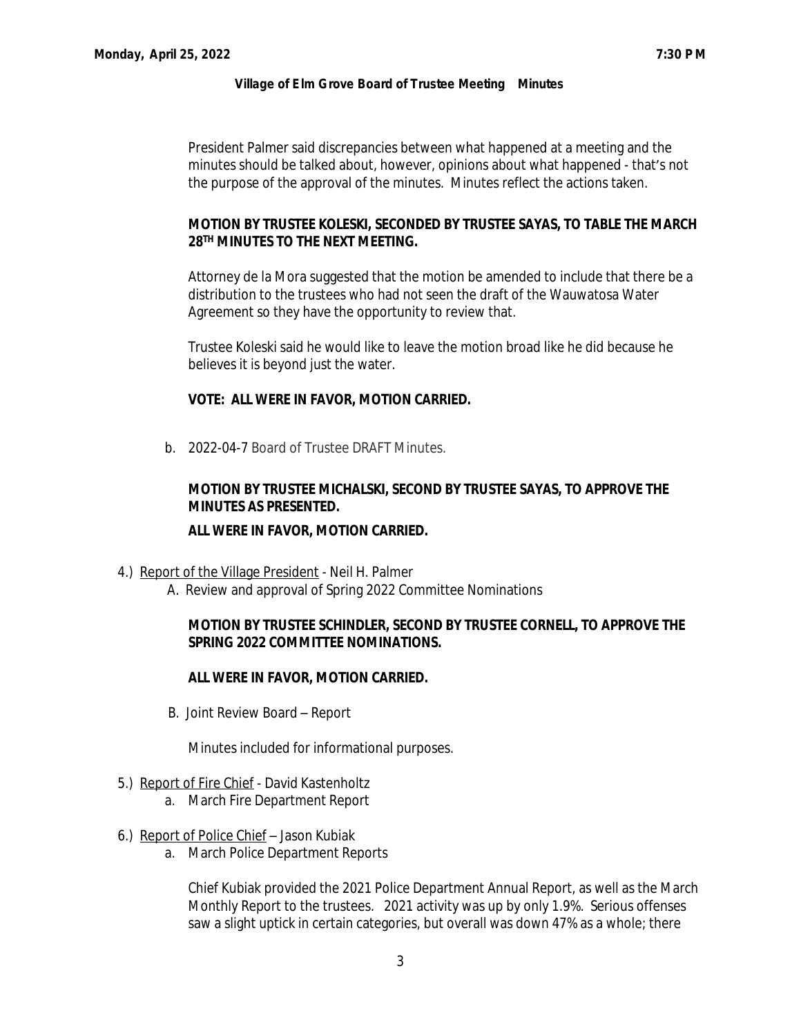President Palmer said discrepancies between what happened at a meeting and the minutes should be talked about, however, opinions about what happened - that's not the purpose of the approval of the minutes. Minutes reflect the actions taken.

**MOTION BY TRUSTEE KOLESKI, SECONDED BY TRUSTEE SAYAS, TO TABLE THE MARCH 28TH MINUTES TO THE NEXT MEETING.**

Attorney de la Mora suggested that the motion be amended to include that there be a distribution to the trustees who had not seen the draft of the Wauwatosa Water Agreement so they have the opportunity to review that.

Trustee Koleski said he would like to leave the motion broad like he did because he believes it is beyond just the water.

**VOTE: ALL WERE IN FAVOR, MOTION CARRIED.**

b. 2022-04-7 Board of Trustee DRAFT Minutes.

**MOTION BY TRUSTEE MICHALSKI, SECOND BY TRUSTEE SAYAS, TO APPROVE THE MINUTES AS PRESENTED.**

**ALL WERE IN FAVOR, MOTION CARRIED.**

4.) Report of the Village President - Neil H. Palmer

A. Review and approval of Spring 2022 Committee Nominations

**MOTION BY TRUSTEE SCHINDLER, SECOND BY TRUSTEE CORNELL, TO APPROVE THE SPRING 2022 COMMITTEE NOMINATIONS.**

**ALL WERE IN FAVOR, MOTION CARRIED.**

B. Joint Review Board – Report

Minutes included for informational purposes.

5.) Report of Fire Chief - David Kastenholtz

a. March Fire Department Report

6.) Report of Police Chief – Jason Kubiak

a. March Police Department Reports

Chief Kubiak provided the 2021 Police Department Annual Report, as well as the March Monthly Report to the trustees. 2021 activity was up by only 1.9%. Serious offenses saw a slight uptick in certain categories, but overall was down 47% as a whole; there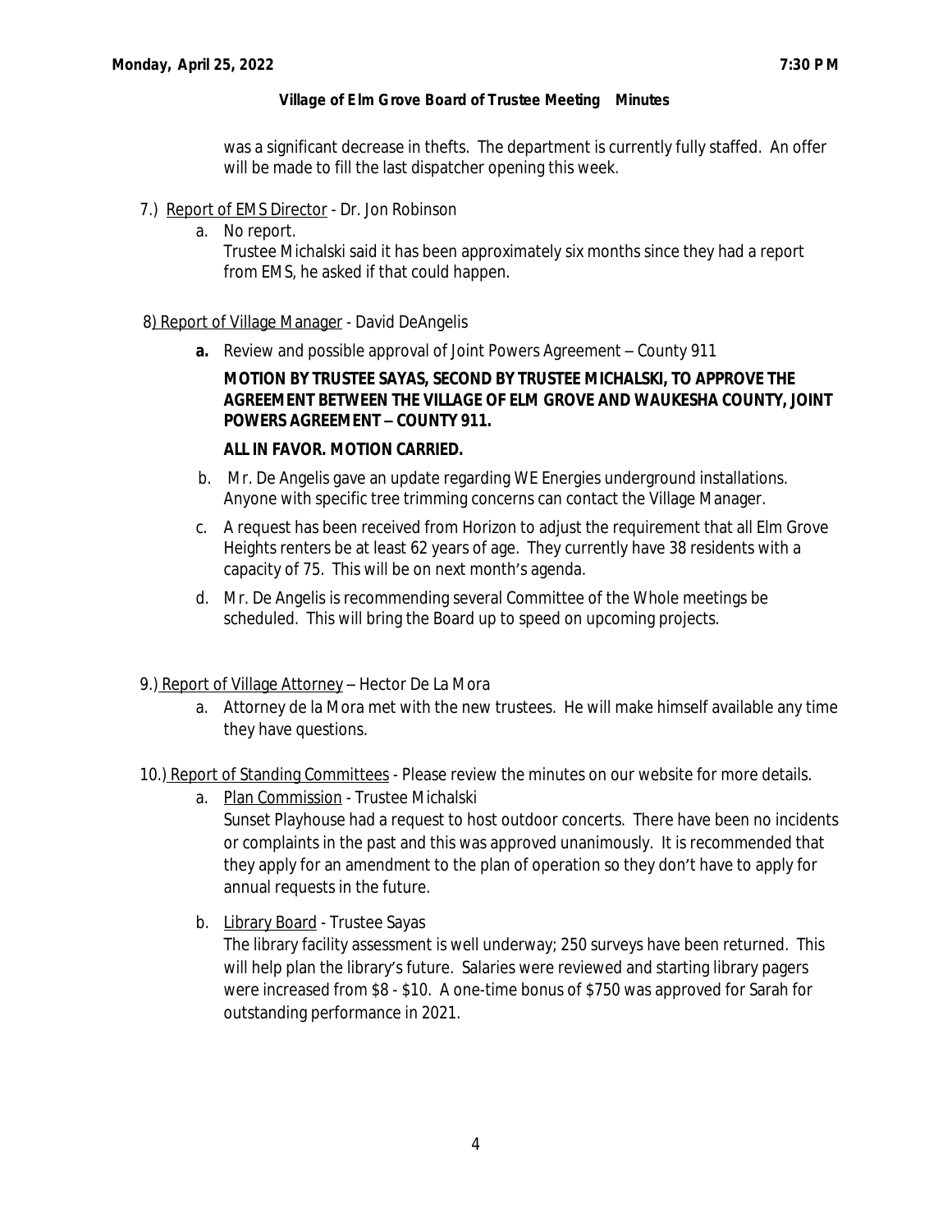was a significant decrease in thefts. The department is currently fully staffed. An offer will be made to fill the last dispatcher opening this week.

7.) Report of EMS Director - Dr. Jon Robinson

a. No report.
   Trustee Michalski said it has been approximately six months since they had a report from EMS, he asked if that could happen.

8) Report of Village Manager - David DeAngelis

**a.** Review and possible approval of Joint Powers Agreement – County 911

**MOTION BY TRUSTEE SAYAS, SECOND BY TRUSTEE MICHALSKI, TO APPROVE THE AGREEMENT BETWEEN THE VILLAGE OF ELM GROVE AND WAUKESHA COUNTY, JOINT POWERS AGREEMENT – COUNTY 911.**

**ALL IN FAVOR. MOTION CARRIED.**

b. Mr. De Angelis gave an update regarding WE Energies underground installations. Anyone with specific tree trimming concerns can contact the Village Manager.

c. A request has been received from Horizon to adjust the requirement that all Elm Grove Heights renters be at least 62 years of age. They currently have 38 residents with a capacity of 75. This will be on next month's agenda.

d. Mr. De Angelis is recommending several Committee of the Whole meetings be scheduled. This will bring the Board up to speed on upcoming projects.

9.) Report of Village Attorney – Hector De La Mora

a. Attorney de la Mora met with the new trustees. He will make himself available any time they have questions.

10.) Report of Standing Committees - Please review the minutes on our website for more details.

a. Plan Commission - Trustee Michalski
   Sunset Playhouse had a request to host outdoor concerts. There have been no incidents or complaints in the past and this was approved unanimously. It is recommended that they apply for an amendment to the plan of operation so they don't have to apply for annual requests in the future.

b. Library Board - Trustee Sayas
   The library facility assessment is well underway; 250 surveys have been returned. This will help plan the library's future. Salaries were reviewed and starting library pagers were increased from $8 - $10. A one-time bonus of $750 was approved for Sarah for outstanding performance in 2021.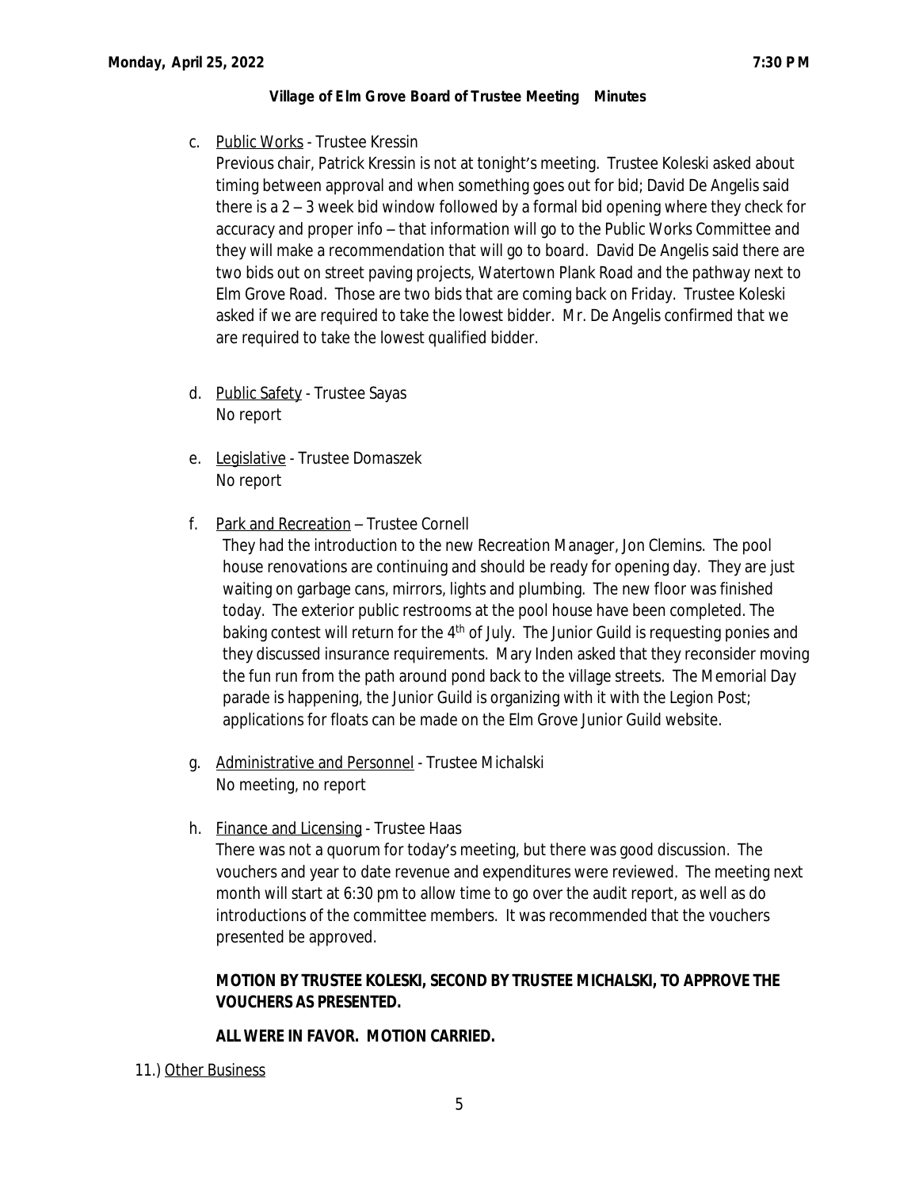c. Public Works - Trustee Kressin

   Previous chair, Patrick Kressin is not at tonight's meeting. Trustee Koleski asked about timing between approval and when something goes out for bid; David De Angelis said there is a 2 – 3 week bid window followed by a formal bid opening where they check for accuracy and proper info – that information will go to the Public Works Committee and they will make a recommendation that will go to board. David De Angelis said there are two bids out on street paving projects, Watertown Plank Road and the pathway next to Elm Grove Road. Those are two bids that are coming back on Friday. Trustee Koleski asked if we are required to take the lowest bidder. Mr. De Angelis confirmed that we are required to take the lowest qualified bidder.

d. Public Safety - Trustee Sayas

   No report

e. Legislative - Trustee Domaszek

   No report

f. Park and Recreation – Trustee Cornell

   They had the introduction to the new Recreation Manager, Jon Clemins. The pool house renovations are continuing and should be ready for opening day. They are just waiting on garbage cans, mirrors, lights and plumbing. The new floor was finished today. The exterior public restrooms at the pool house have been completed. The baking contest will return for the 4th of July. The Junior Guild is requesting ponies and they discussed insurance requirements. Mary Inden asked that they reconsider moving the fun run from the path around pond back to the village streets. The Memorial Day parade is happening, the Junior Guild is organizing with it with the Legion Post; applications for floats can be made on the Elm Grove Junior Guild website.

g. Administrative and Personnel - Trustee Michalski

   No meeting, no report

h. Finance and Licensing - Trustee Haas

   There was not a quorum for today's meeting, but there was good discussion. The vouchers and year to date revenue and expenditures were reviewed. The meeting next month will start at 6:30 pm to allow time to go over the audit report, as well as do introductions of the committee members. It was recommended that the vouchers presented be approved.

   **MOTION BY TRUSTEE KOLESKI, SECOND BY TRUSTEE MICHALSKI, TO APPROVE THE VOUCHERS AS PRESENTED.**

   **ALL WERE IN FAVOR. MOTION CARRIED.**

11.) Other Business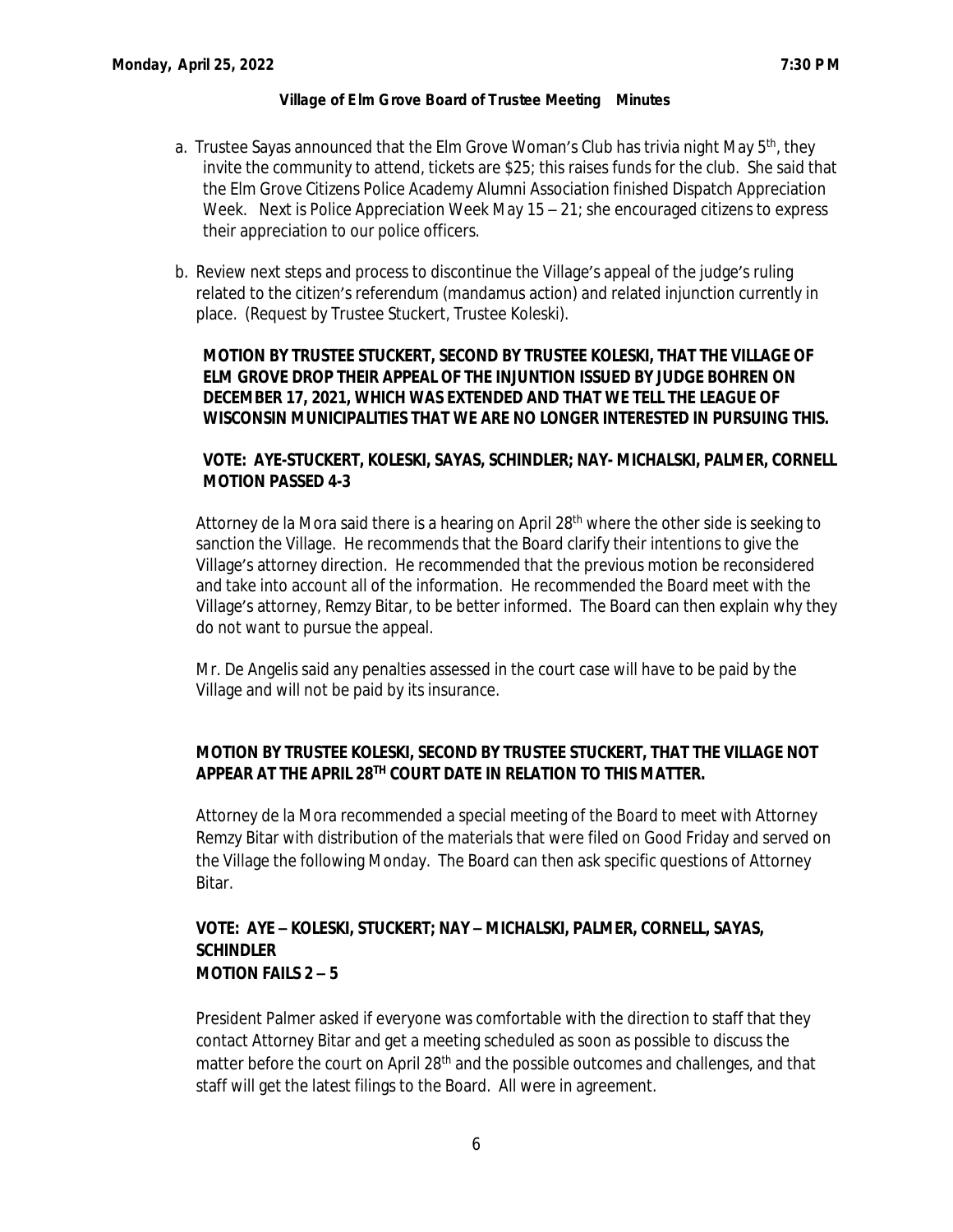**Monday, April 25, 2022** **7:30 PM**

**Village of Elm Grove Board of Trustee Meeting Minutes**

a. Trustee Sayas announced that the Elm Grove Woman's Club has trivia night May 5th, they invite the community to attend, tickets are $25; this raises funds for the club. She said that the Elm Grove Citizens Police Academy Alumni Association finished Dispatch Appreciation Week. Next is Police Appreciation Week May 15 – 21; she encouraged citizens to express their appreciation to our police officers.

b. Review next steps and process to discontinue the Village's appeal of the judge's ruling related to the citizen's referendum (mandamus action) and related injunction currently in place. (Request by Trustee Stuckert, Trustee Koleski).

**MOTION BY TRUSTEE STUCKERT, SECOND BY TRUSTEE KOLESKI, THAT THE VILLAGE OF ELM GROVE DROP THEIR APPEAL OF THE INJUNTION ISSUED BY JUDGE BOHREN ON DECEMBER 17, 2021, WHICH WAS EXTENDED AND THAT WE TELL THE LEAGUE OF WISCONSIN MUNICIPALITIES THAT WE ARE NO LONGER INTERESTED IN PURSUING THIS.**

**VOTE: AYE-STUCKERT, KOLESKI, SAYAS, SCHINDLER; NAY- MICHALSKI, PALMER, CORNELL**
**MOTION PASSED 4-3**

Attorney de la Mora said there is a hearing on April 28th where the other side is seeking to sanction the Village. He recommends that the Board clarify their intentions to give the Village's attorney direction. He recommended that the previous motion be reconsidered and take into account all of the information. He recommended the Board meet with the Village's attorney, Remzy Bitar, to be better informed. The Board can then explain why they do not want to pursue the appeal.

Mr. De Angelis said any penalties assessed in the court case will have to be paid by the Village and will not be paid by its insurance.

**MOTION BY TRUSTEE KOLESKI, SECOND BY TRUSTEE STUCKERT, THAT THE VILLAGE NOT APPEAR AT THE APRIL 28TH COURT DATE IN RELATION TO THIS MATTER.**

Attorney de la Mora recommended a special meeting of the Board to meet with Attorney Remzy Bitar with distribution of the materials that were filed on Good Friday and served on the Village the following Monday. The Board can then ask specific questions of Attorney Bitar.

**VOTE: AYE – KOLESKI, STUCKERT; NAY – MICHALSKI, PALMER, CORNELL, SAYAS, SCHINDLER**
**MOTION FAILS 2 – 5**

President Palmer asked if everyone was comfortable with the direction to staff that they contact Attorney Bitar and get a meeting scheduled as soon as possible to discuss the matter before the court on April 28th and the possible outcomes and challenges, and that staff will get the latest filings to the Board. All were in agreement.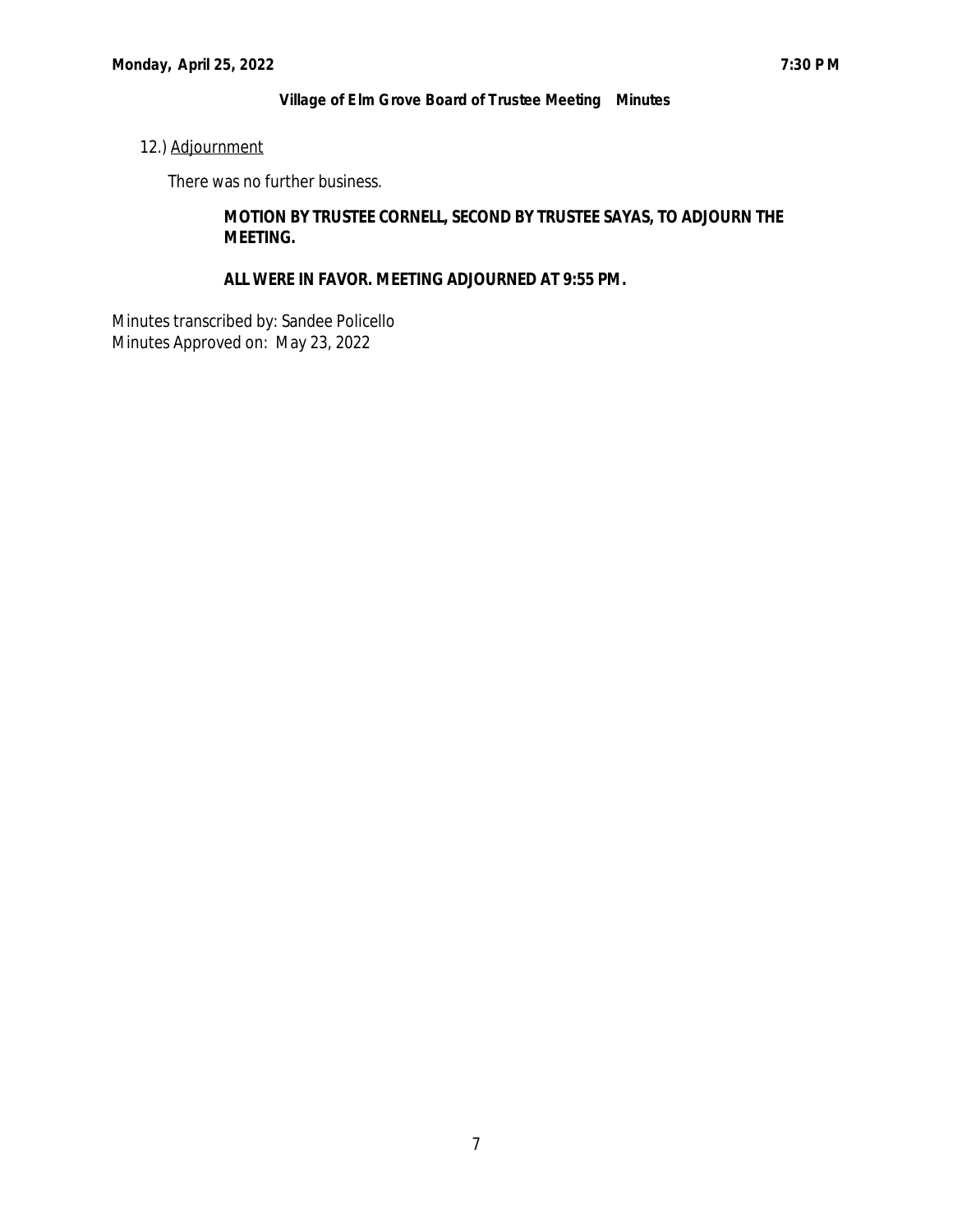12.) Adjournment

There was no further business.

**MOTION BY TRUSTEE CORNELL, SECOND BY TRUSTEE SAYAS, TO ADJOURN THE MEETING.**

**ALL WERE IN FAVOR. MEETING ADJOURNED AT 9:55 PM.**

Minutes transcribed by: Sandee Policello
Minutes Approved on: May 23, 2022